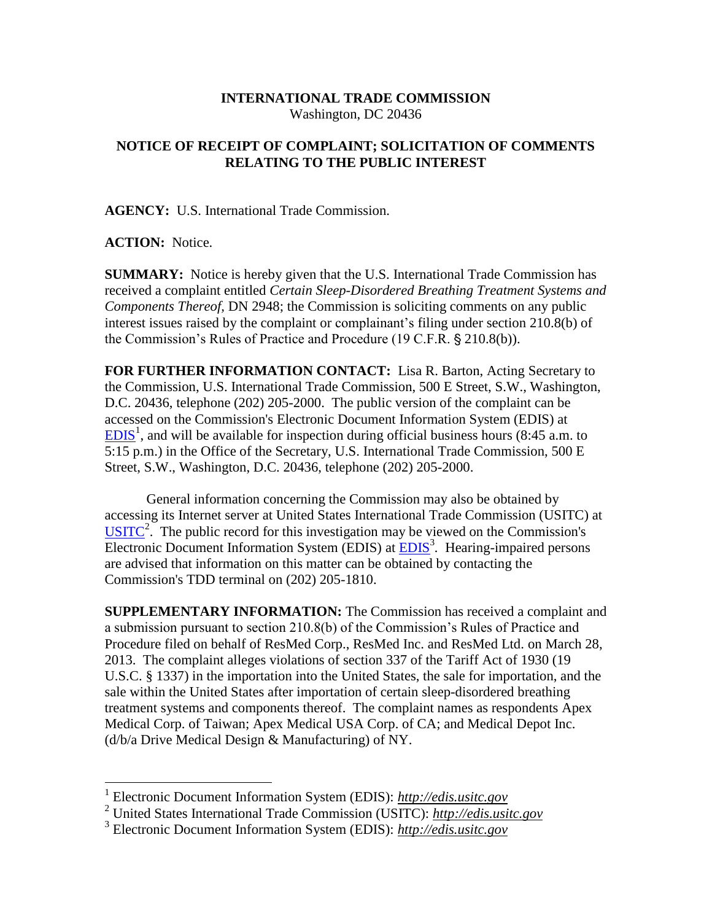**INTERNATIONAL TRADE COMMISSION**
Washington, DC 20436

**NOTICE OF RECEIPT OF COMPLAINT; SOLICITATION OF COMMENTS RELATING TO THE PUBLIC INTEREST**

**AGENCY:** U.S. International Trade Commission.

**ACTION:** Notice.

**SUMMARY:** Notice is hereby given that the U.S. International Trade Commission has received a complaint entitled *Certain Sleep-Disordered Breathing Treatment Systems and Components Thereof,* DN 2948; the Commission is soliciting comments on any public interest issues raised by the complaint or complainant's filing under section 210.8(b) of the Commission's Rules of Practice and Procedure (19 C.F.R. § 210.8(b)).

**FOR FURTHER INFORMATION CONTACT:** Lisa R. Barton, Acting Secretary to the Commission, U.S. International Trade Commission, 500 E Street, S.W., Washington, D.C. 20436, telephone (202) 205-2000. The public version of the complaint can be accessed on the Commission's Electronic Document Information System (EDIS) at EDIS[1], and will be available for inspection during official business hours (8:45 a.m. to 5:15 p.m.) in the Office of the Secretary, U.S. International Trade Commission, 500 E Street, S.W., Washington, D.C. 20436, telephone (202) 205-2000.

General information concerning the Commission may also be obtained by accessing its Internet server at United States International Trade Commission (USITC) at USITC[2]. The public record for this investigation may be viewed on the Commission's Electronic Document Information System (EDIS) at EDIS[3]. Hearing-impaired persons are advised that information on this matter can be obtained by contacting the Commission's TDD terminal on (202) 205-1810.

**SUPPLEMENTARY INFORMATION:** The Commission has received a complaint and a submission pursuant to section 210.8(b) of the Commission's Rules of Practice and Procedure filed on behalf of ResMed Corp., ResMed Inc. and ResMed Ltd. on March 28, 2013. The complaint alleges violations of section 337 of the Tariff Act of 1930 (19 U.S.C. § 1337) in the importation into the United States, the sale for importation, and the sale within the United States after importation of certain sleep-disordered breathing treatment systems and components thereof. The complaint names as respondents Apex Medical Corp. of Taiwan; Apex Medical USA Corp. of CA; and Medical Depot Inc. (d/b/a Drive Medical Design & Manufacturing) of NY.

---

[1] Electronic Document Information System (EDIS): *http://edis.usitc.gov*

[2] United States International Trade Commission (USITC): *http://edis.usitc.gov*

[3] Electronic Document Information System (EDIS): *http://edis.usitc.gov*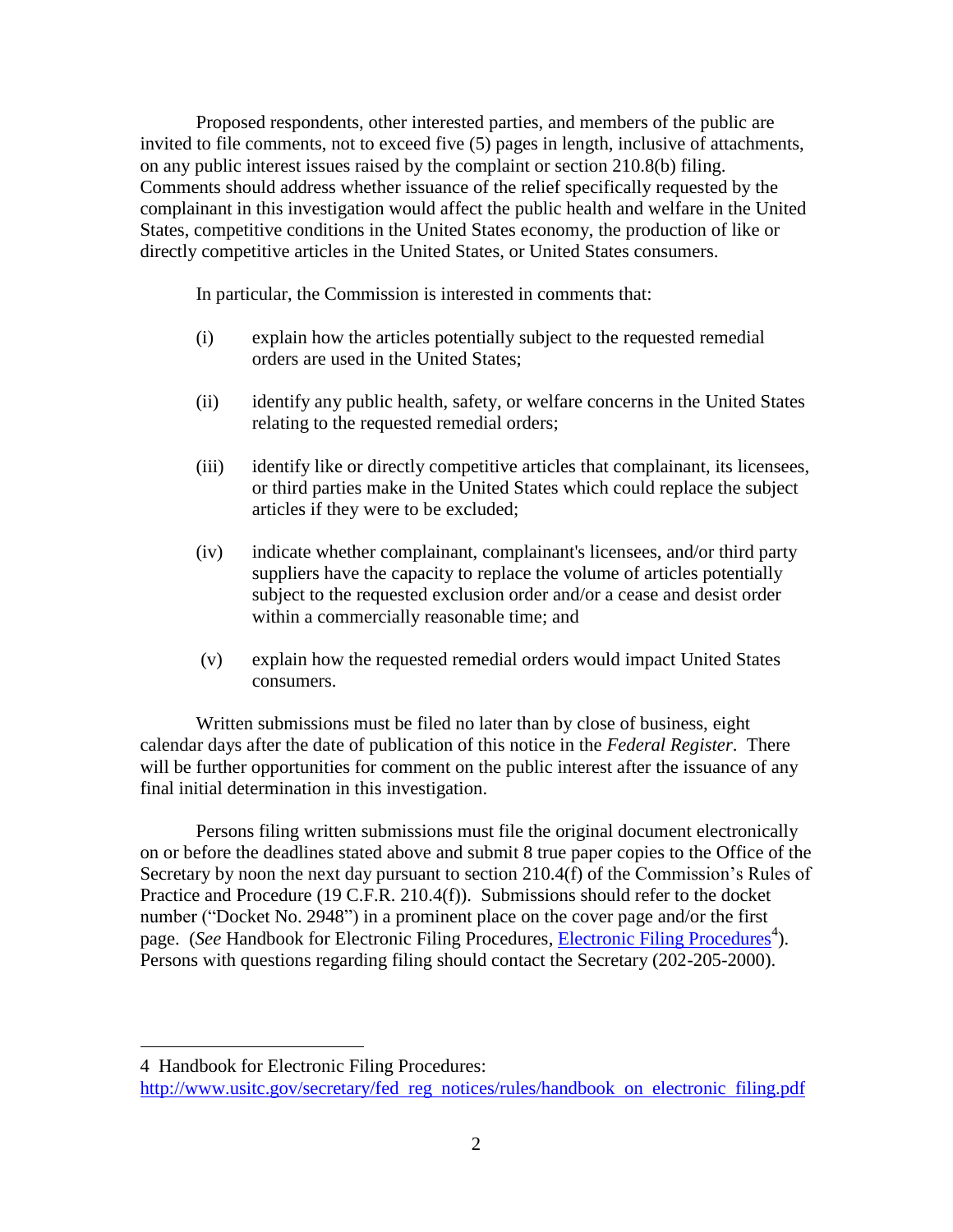Proposed respondents, other interested parties, and members of the public are invited to file comments, not to exceed five (5) pages in length, inclusive of attachments, on any public interest issues raised by the complaint or section 210.8(b) filing. Comments should address whether issuance of the relief specifically requested by the complainant in this investigation would affect the public health and welfare in the United States, competitive conditions in the United States economy, the production of like or directly competitive articles in the United States, or United States consumers.

In particular, the Commission is interested in comments that:

(i) explain how the articles potentially subject to the requested remedial orders are used in the United States;

(ii) identify any public health, safety, or welfare concerns in the United States relating to the requested remedial orders;

(iii) identify like or directly competitive articles that complainant, its licensees, or third parties make in the United States which could replace the subject articles if they were to be excluded;

(iv) indicate whether complainant, complainant's licensees, and/or third party suppliers have the capacity to replace the volume of articles potentially subject to the requested exclusion order and/or a cease and desist order within a commercially reasonable time; and

(v) explain how the requested remedial orders would impact United States consumers.

Written submissions must be filed no later than by close of business, eight calendar days after the date of publication of this notice in the *Federal Register*. There will be further opportunities for comment on the public interest after the issuance of any final initial determination in this investigation.

Persons filing written submissions must file the original document electronically on or before the deadlines stated above and submit 8 true paper copies to the Office of the Secretary by noon the next day pursuant to section 210.4(f) of the Commission's Rules of Practice and Procedure (19 C.F.R. 210.4(f)). Submissions should refer to the docket number ("Docket No. 2948") in a prominent place on the cover page and/or the first page. (*See* Handbook for Electronic Filing Procedures, Electronic Filing Procedures[4]). Persons with questions regarding filing should contact the Secretary (202-205-2000).

---

4 Handbook for Electronic Filing Procedures: http://www.usitc.gov/secretary/fed_reg_notices/rules/handbook_on_electronic_filing.pdf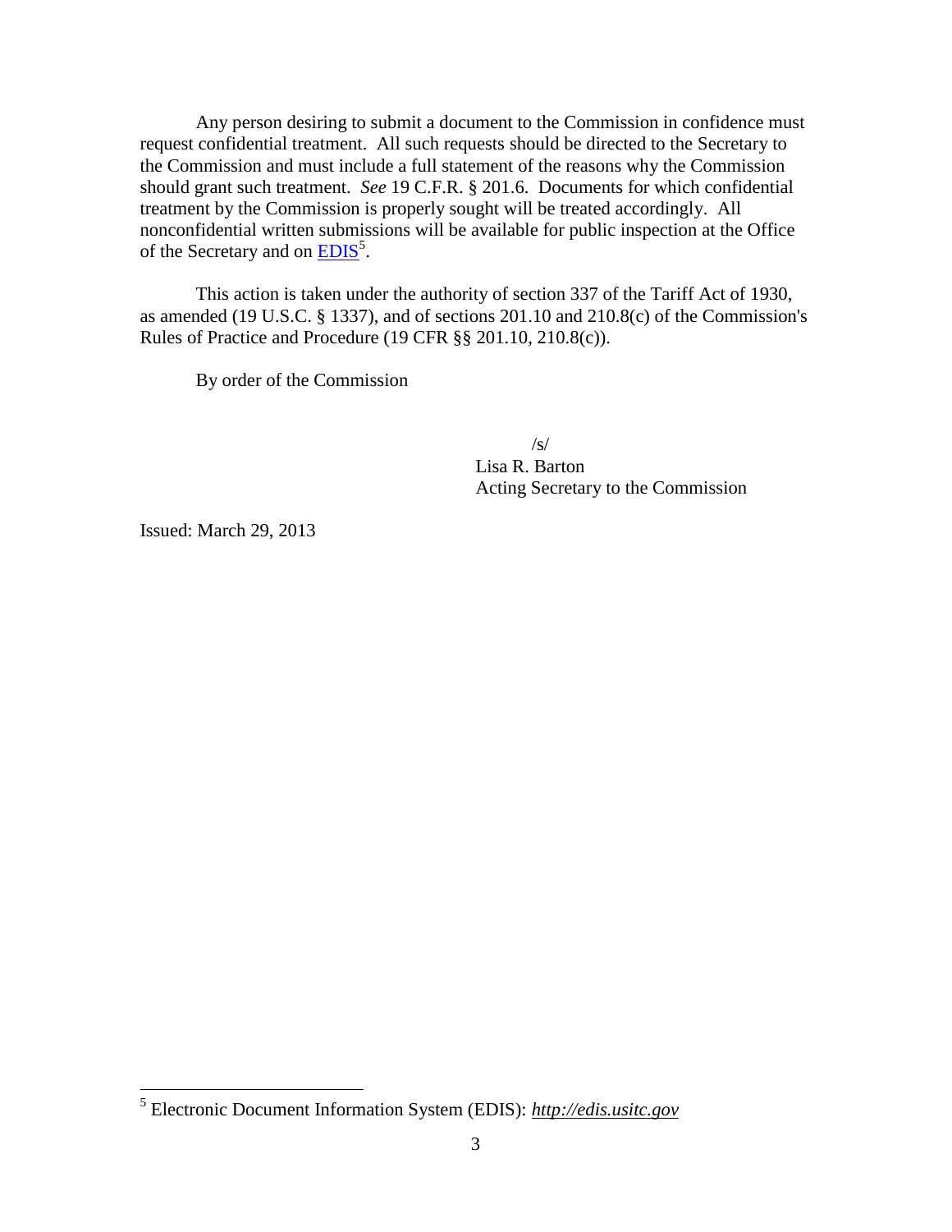Any person desiring to submit a document to the Commission in confidence must request confidential treatment. All such requests should be directed to the Secretary to the Commission and must include a full statement of the reasons why the Commission should grant such treatment. *See* 19 C.F.R. § 201.6. Documents for which confidential treatment by the Commission is properly sought will be treated accordingly. All nonconfidential written submissions will be available for public inspection at the Office of the Secretary and on EDIS[5].

This action is taken under the authority of section 337 of the Tariff Act of 1930, as amended (19 U.S.C. § 1337), and of sections 201.10 and 210.8(c) of the Commission's Rules of Practice and Procedure (19 CFR §§ 201.10, 210.8(c)).

By order of the Commission

/s/
Lisa R. Barton
Acting Secretary to the Commission

Issued: March 29, 2013

---

[5] Electronic Document Information System (EDIS): *http://edis.usitc.gov*